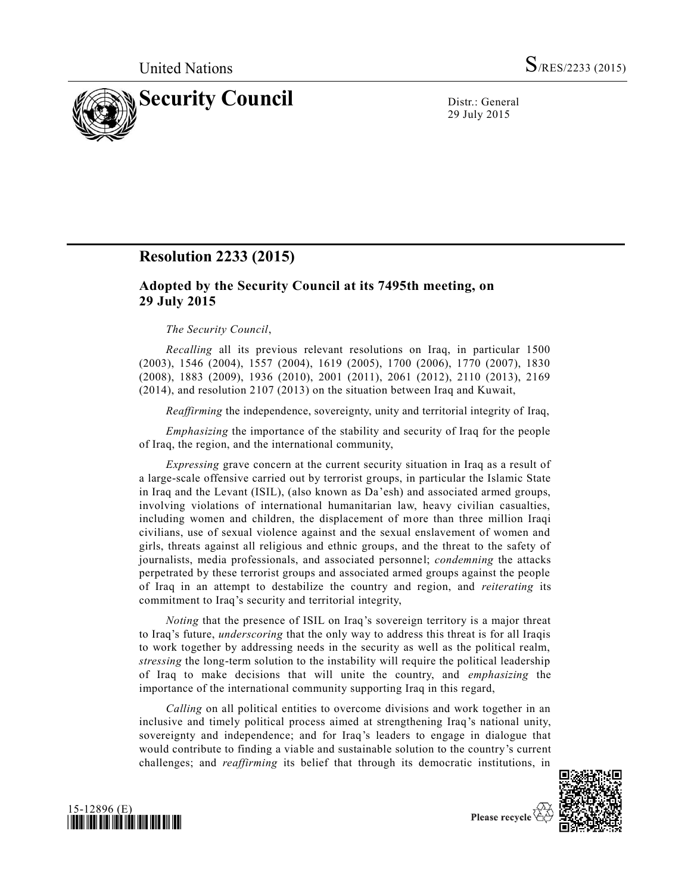United Nations S/RES/2233 (2015)

# Security Council

Distr.: General
29 July 2015

## Resolution 2233 (2015)

### Adopted by the Security Council at its 7495th meeting, on 29 July 2015

*The Security Council*,

*Recalling* all its previous relevant resolutions on Iraq, in particular 1500 (2003), 1546 (2004), 1557 (2004), 1619 (2005), 1700 (2006), 1770 (2007), 1830 (2008), 1883 (2009), 1936 (2010), 2001 (2011), 2061 (2012), 2110 (2013), 2169 (2014), and resolution 2107 (2013) on the situation between Iraq and Kuwait,

*Reaffirming* the independence, sovereignty, unity and territorial integrity of Iraq,

*Emphasizing* the importance of the stability and security of Iraq for the people of Iraq, the region, and the international community,

*Expressing* grave concern at the current security situation in Iraq as a result of a large-scale offensive carried out by terrorist groups, in particular the Islamic State in Iraq and the Levant (ISIL), (also known as Da'esh) and associated armed groups, involving violations of international humanitarian law, heavy civilian casualties, including women and children, the displacement of more than three million Iraqi civilians, use of sexual violence against and the sexual enslavement of women and girls, threats against all religious and ethnic groups, and the threat to the safety of journalists, media professionals, and associated personnel; *condemning* the attacks perpetrated by these terrorist groups and associated armed groups against the people of Iraq in an attempt to destabilize the country and region, and *reiterating* its commitment to Iraq's security and territorial integrity,

*Noting* that the presence of ISIL on Iraq's sovereign territory is a major threat to Iraq's future, *underscoring* that the only way to address this threat is for all Iraqis to work together by addressing needs in the security as well as the political realm, *stressing* the long-term solution to the instability will require the political leadership of Iraq to make decisions that will unite the country, and *emphasizing* the importance of the international community supporting Iraq in this regard,

*Calling* on all political entities to overcome divisions and work together in an inclusive and timely political process aimed at strengthening Iraq's national unity, sovereignty and independence; and for Iraq's leaders to engage in dialogue that would contribute to finding a viable and sustainable solution to the country's current challenges; and *reaffirming* its belief that through its democratic institutions, in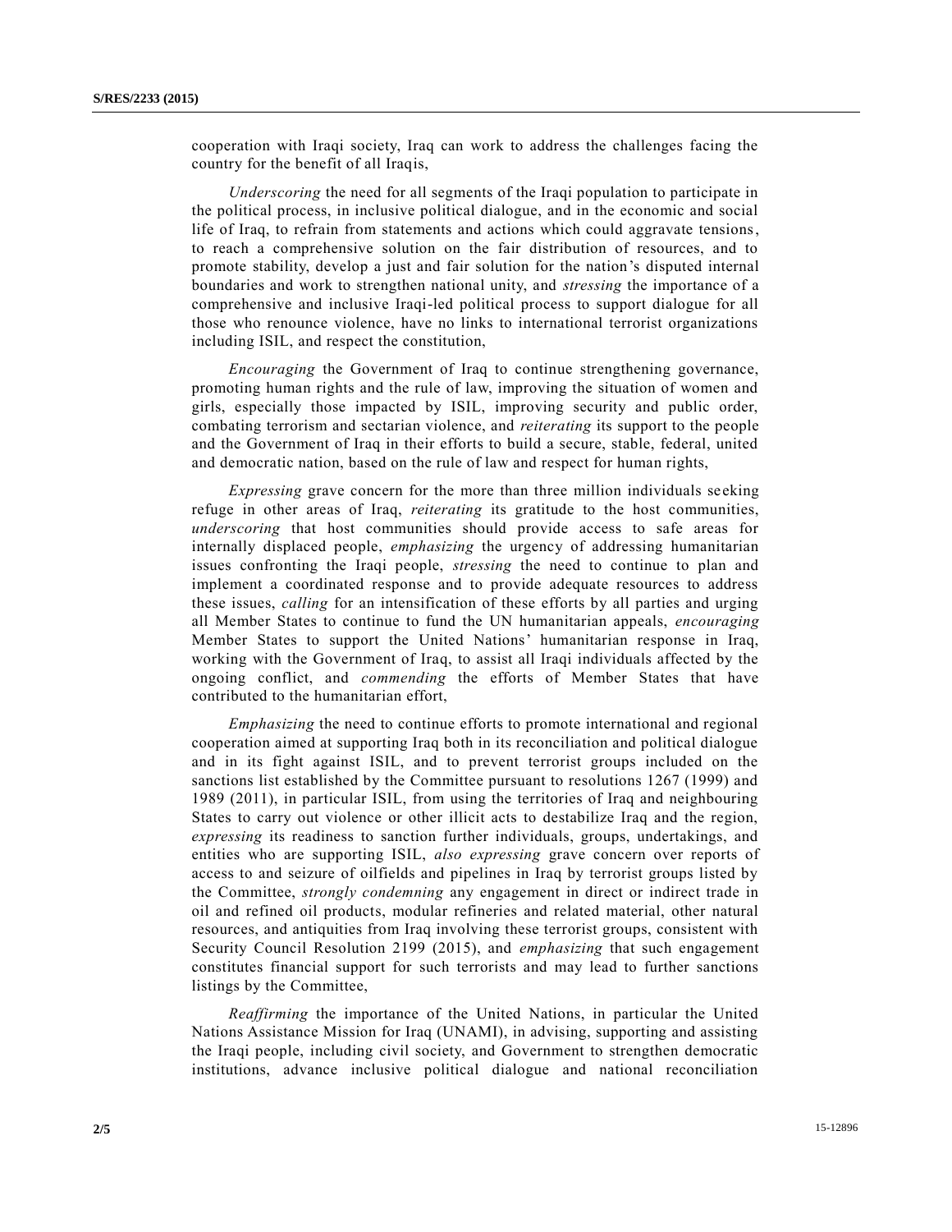cooperation with Iraqi society, Iraq can work to address the challenges facing the country for the benefit of all Iraqis,

*Underscoring* the need for all segments of the Iraqi population to participate in the political process, in inclusive political dialogue, and in the economic and social life of Iraq, to refrain from statements and actions which could aggravate tensions, to reach a comprehensive solution on the fair distribution of resources, and to promote stability, develop a just and fair solution for the nation's disputed internal boundaries and work to strengthen national unity, and *stressing* the importance of a comprehensive and inclusive Iraqi-led political process to support dialogue for all those who renounce violence, have no links to international terrorist organizations including ISIL, and respect the constitution,

*Encouraging* the Government of Iraq to continue strengthening governance, promoting human rights and the rule of law, improving the situation of women and girls, especially those impacted by ISIL, improving security and public order, combating terrorism and sectarian violence, and *reiterating* its support to the people and the Government of Iraq in their efforts to build a secure, stable, federal, united and democratic nation, based on the rule of law and respect for human rights,

*Expressing* grave concern for the more than three million individuals seeking refuge in other areas of Iraq, *reiterating* its gratitude to the host communities, *underscoring* that host communities should provide access to safe areas for internally displaced people, *emphasizing* the urgency of addressing humanitarian issues confronting the Iraqi people, *stressing* the need to continue to plan and implement a coordinated response and to provide adequate resources to address these issues, *calling* for an intensification of these efforts by all parties and urging all Member States to continue to fund the UN humanitarian appeals, *encouraging* Member States to support the United Nations' humanitarian response in Iraq, working with the Government of Iraq, to assist all Iraqi individuals affected by the ongoing conflict, and *commending* the efforts of Member States that have contributed to the humanitarian effort,

*Emphasizing* the need to continue efforts to promote international and regional cooperation aimed at supporting Iraq both in its reconciliation and political dialogue and in its fight against ISIL, and to prevent terrorist groups included on the sanctions list established by the Committee pursuant to resolutions 1267 (1999) and 1989 (2011), in particular ISIL, from using the territories of Iraq and neighbouring States to carry out violence or other illicit acts to destabilize Iraq and the region, *expressing* its readiness to sanction further individuals, groups, undertakings, and entities who are supporting ISIL, *also expressing* grave concern over reports of access to and seizure of oilfields and pipelines in Iraq by terrorist groups listed by the Committee, *strongly condemning* any engagement in direct or indirect trade in oil and refined oil products, modular refineries and related material, other natural resources, and antiquities from Iraq involving these terrorist groups, consistent with Security Council Resolution 2199 (2015), and *emphasizing* that such engagement constitutes financial support for such terrorists and may lead to further sanctions listings by the Committee,

*Reaffirming* the importance of the United Nations, in particular the United Nations Assistance Mission for Iraq (UNAMI), in advising, supporting and assisting the Iraqi people, including civil society, and Government to strengthen democratic institutions, advance inclusive political dialogue and national reconciliation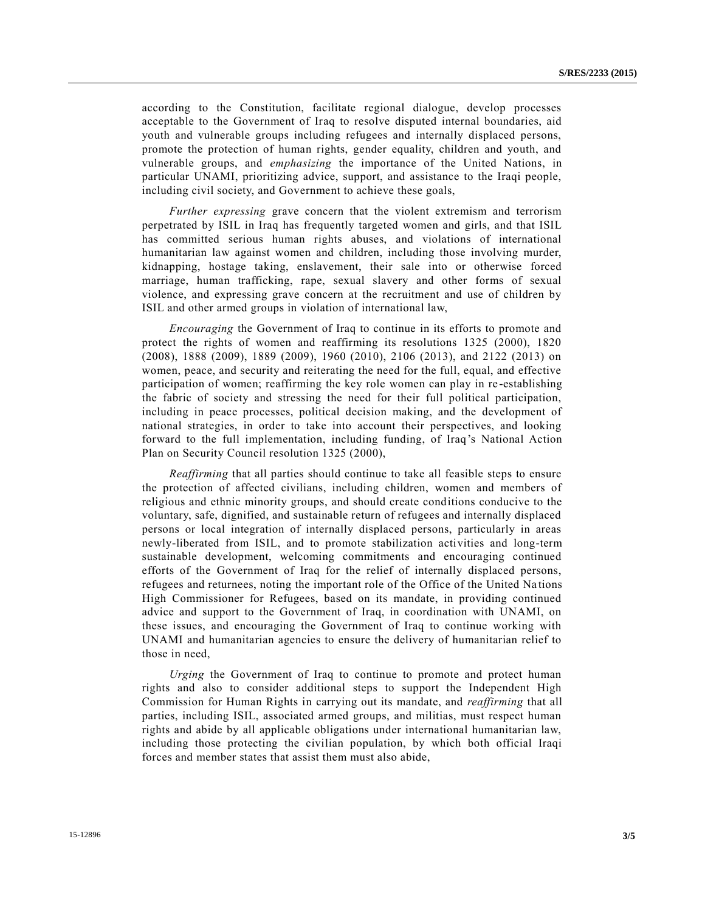according to the Constitution, facilitate regional dialogue, develop processes acceptable to the Government of Iraq to resolve disputed internal boundaries, aid youth and vulnerable groups including refugees and internally displaced persons, promote the protection of human rights, gender equality, children and youth, and vulnerable groups, and *emphasizing* the importance of the United Nations, in particular UNAMI, prioritizing advice, support, and assistance to the Iraqi people, including civil society, and Government to achieve these goals,

*Further expressing* grave concern that the violent extremism and terrorism perpetrated by ISIL in Iraq has frequently targeted women and girls, and that ISIL has committed serious human rights abuses, and violations of international humanitarian law against women and children, including those involving murder, kidnapping, hostage taking, enslavement, their sale into or otherwise forced marriage, human trafficking, rape, sexual slavery and other forms of sexual violence, and expressing grave concern at the recruitment and use of children by ISIL and other armed groups in violation of international law,

*Encouraging* the Government of Iraq to continue in its efforts to promote and protect the rights of women and reaffirming its resolutions 1325 (2000), 1820 (2008), 1888 (2009), 1889 (2009), 1960 (2010), 2106 (2013), and 2122 (2013) on women, peace, and security and reiterating the need for the full, equal, and effective participation of women; reaffirming the key role women can play in re-establishing the fabric of society and stressing the need for their full political participation, including in peace processes, political decision making, and the development of national strategies, in order to take into account their perspectives, and looking forward to the full implementation, including funding, of Iraq's National Action Plan on Security Council resolution 1325 (2000),

*Reaffirming* that all parties should continue to take all feasible steps to ensure the protection of affected civilians, including children, women and members of religious and ethnic minority groups, and should create conditions conducive to the voluntary, safe, dignified, and sustainable return of refugees and internally displaced persons or local integration of internally displaced persons, particularly in areas newly-liberated from ISIL, and to promote stabilization activities and long-term sustainable development, welcoming commitments and encouraging continued efforts of the Government of Iraq for the relief of internally displaced persons, refugees and returnees, noting the important role of the Office of the United Nations High Commissioner for Refugees, based on its mandate, in providing continued advice and support to the Government of Iraq, in coordination with UNAMI, on these issues, and encouraging the Government of Iraq to continue working with UNAMI and humanitarian agencies to ensure the delivery of humanitarian relief to those in need,

*Urging* the Government of Iraq to continue to promote and protect human rights and also to consider additional steps to support the Independent High Commission for Human Rights in carrying out its mandate, and *reaffirming* that all parties, including ISIL, associated armed groups, and militias, must respect human rights and abide by all applicable obligations under international humanitarian law, including those protecting the civilian population, by which both official Iraqi forces and member states that assist them must also abide,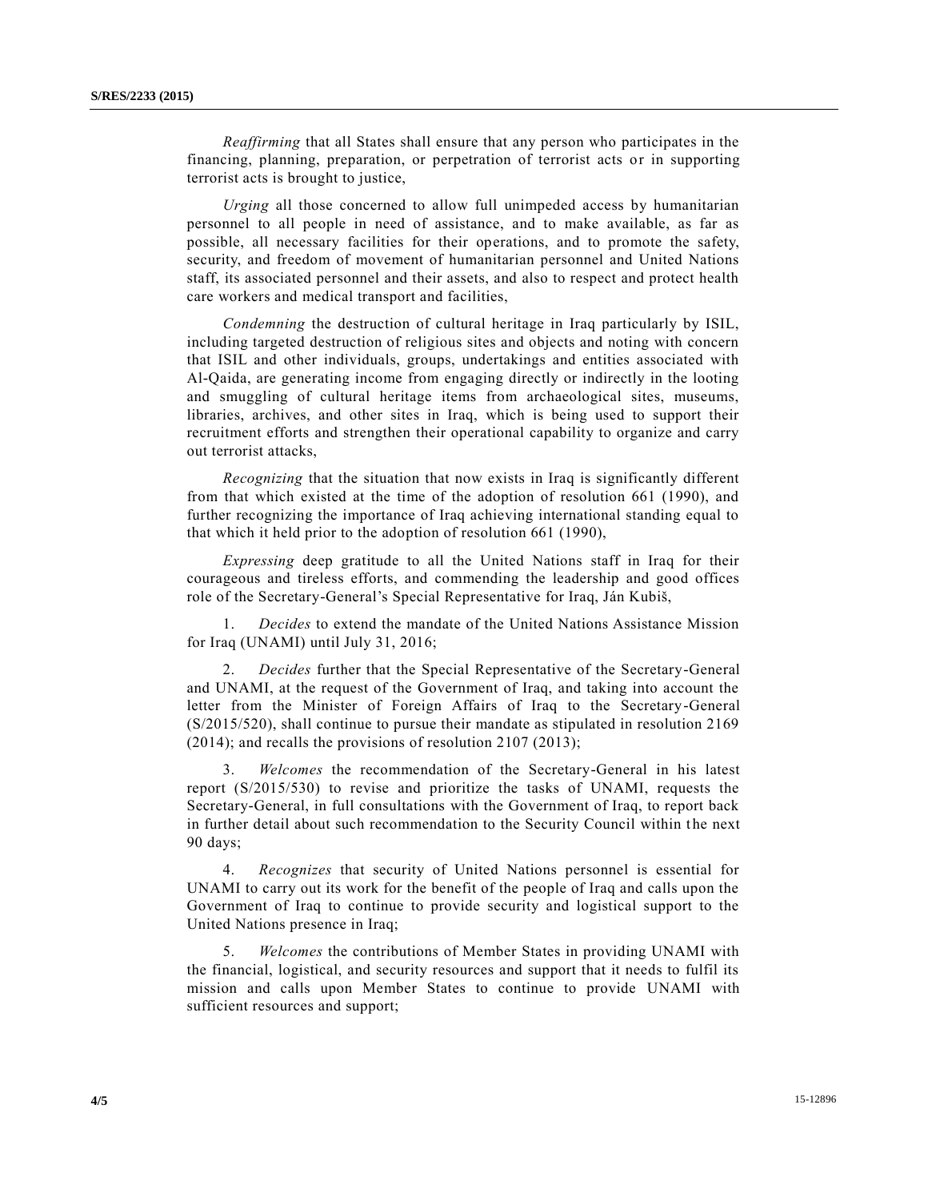*Reaffirming* that all States shall ensure that any person who participates in the financing, planning, preparation, or perpetration of terrorist acts or in supporting terrorist acts is brought to justice,

*Urging* all those concerned to allow full unimpeded access by humanitarian personnel to all people in need of assistance, and to make available, as far as possible, all necessary facilities for their operations, and to promote the safety, security, and freedom of movement of humanitarian personnel and United Nations staff, its associated personnel and their assets, and also to respect and protect health care workers and medical transport and facilities,

*Condemning* the destruction of cultural heritage in Iraq particularly by ISIL, including targeted destruction of religious sites and objects and noting with concern that ISIL and other individuals, groups, undertakings and entities associated with Al-Qaida, are generating income from engaging directly or indirectly in the looting and smuggling of cultural heritage items from archaeological sites, museums, libraries, archives, and other sites in Iraq, which is being used to support their recruitment efforts and strengthen their operational capability to organize and carry out terrorist attacks,

*Recognizing* that the situation that now exists in Iraq is significantly different from that which existed at the time of the adoption of resolution 661 (1990), and further recognizing the importance of Iraq achieving international standing equal to that which it held prior to the adoption of resolution 661 (1990),

*Expressing* deep gratitude to all the United Nations staff in Iraq for their courageous and tireless efforts, and commending the leadership and good offices role of the Secretary-General's Special Representative for Iraq, Ján Kubiš,

1. *Decides* to extend the mandate of the United Nations Assistance Mission for Iraq (UNAMI) until July 31, 2016;

2. *Decides* further that the Special Representative of the Secretary-General and UNAMI, at the request of the Government of Iraq, and taking into account the letter from the Minister of Foreign Affairs of Iraq to the Secretary-General (S/2015/520), shall continue to pursue their mandate as stipulated in resolution 2169 (2014); and recalls the provisions of resolution 2107 (2013);

3. *Welcomes* the recommendation of the Secretary-General in his latest report (S/2015/530) to revise and prioritize the tasks of UNAMI, requests the Secretary-General, in full consultations with the Government of Iraq, to report back in further detail about such recommendation to the Security Council within the next 90 days;

4. *Recognizes* that security of United Nations personnel is essential for UNAMI to carry out its work for the benefit of the people of Iraq and calls upon the Government of Iraq to continue to provide security and logistical support to the United Nations presence in Iraq;

5. *Welcomes* the contributions of Member States in providing UNAMI with the financial, logistical, and security resources and support that it needs to fulfil its mission and calls upon Member States to continue to provide UNAMI with sufficient resources and support;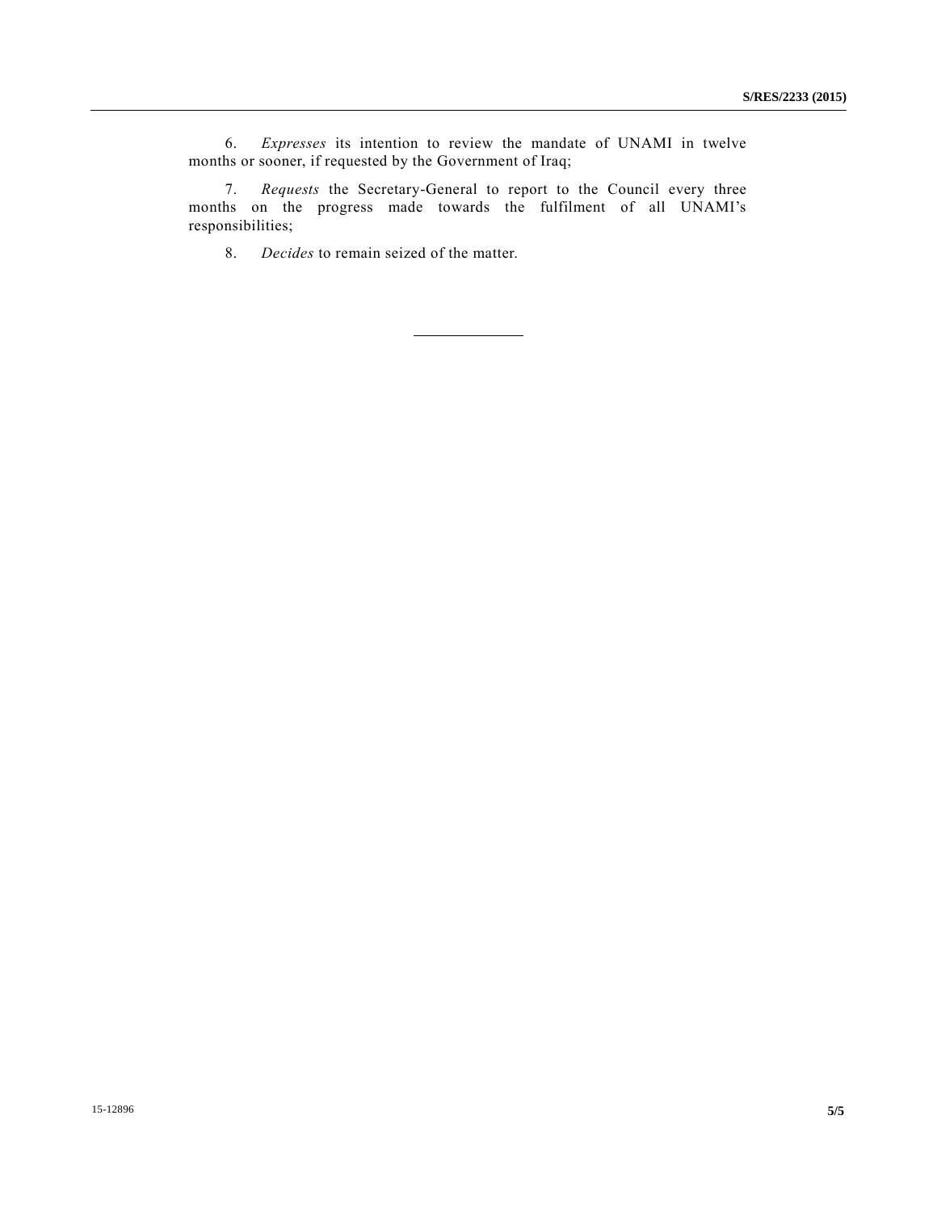6. *Expresses* its intention to review the mandate of UNAMI in twelve months or sooner, if requested by the Government of Iraq;

7. *Requests* the Secretary-General to report to the Council every three months on the progress made towards the fulfilment of all UNAMI's responsibilities;

8. *Decides* to remain seized of the matter.

---